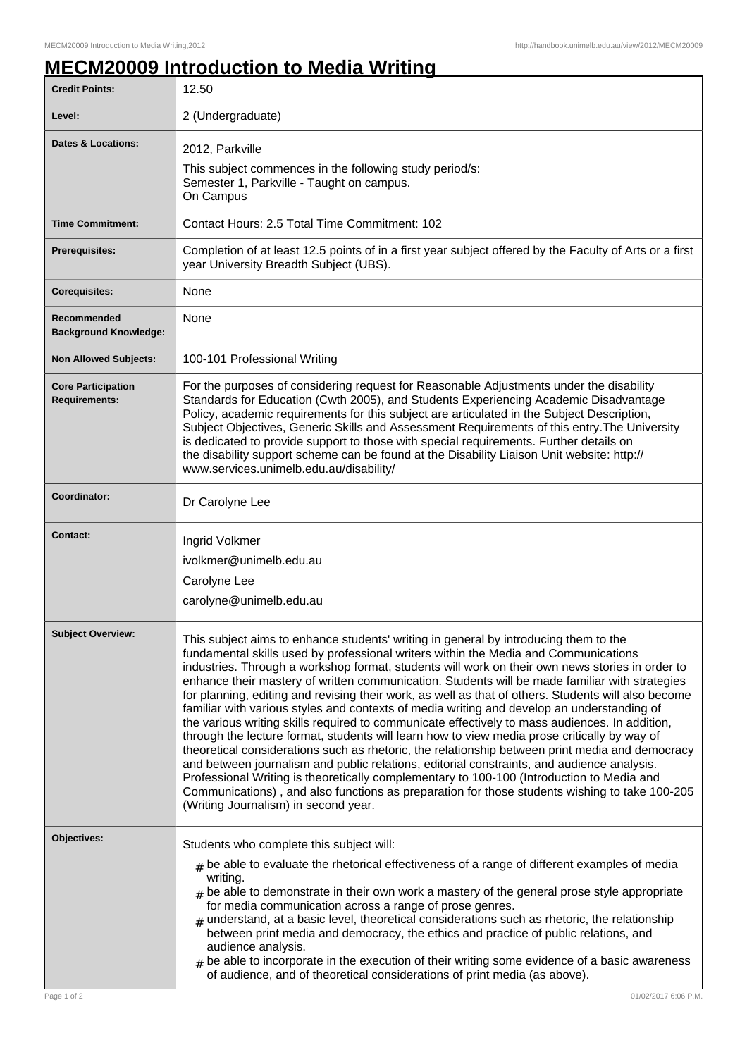# MECM20009 Introduction to Media Writing

| | |
|---|---|
| **Credit Points:** | 12.50 |
| **Level:** | 2 (Undergraduate) |
| **Dates & Locations:** | 2012, Parkville<br>This subject commences in the following study period/s:<br>Semester 1, Parkville - Taught on campus.<br>On Campus |
| **Time Commitment:** | Contact Hours: 2.5 Total Time Commitment: 102 |
| **Prerequisites:** | Completion of at least 12.5 points of in a first year subject offered by the Faculty of Arts or a first year University Breadth Subject (UBS). |
| **Corequisites:** | None |
| **Recommended Background Knowledge:** | None |
| **Non Allowed Subjects:** | 100-101 Professional Writing |
| **Core Participation Requirements:** | For the purposes of considering request for Reasonable Adjustments under the disability Standards for Education (Cwth 2005), and Students Experiencing Academic Disadvantage Policy, academic requirements for this subject are articulated in the Subject Description, Subject Objectives, Generic Skills and Assessment Requirements of this entry.The University is dedicated to provide support to those with special requirements. Further details on the disability support scheme can be found at the Disability Liaison Unit website: http://www.services.unimelb.edu.au/disability/ |
| **Coordinator:** | Dr Carolyne Lee |
| **Contact:** | Ingrid Volkmer<br>ivolkmer@unimelb.edu.au<br>Carolyne Lee<br>carolyne@unimelb.edu.au |
| **Subject Overview:** | This subject aims to enhance students' writing in general by introducing them to the fundamental skills used by professional writers within the Media and Communications industries. Through a workshop format, students will work on their own news stories in order to enhance their mastery of written communication. Students will be made familiar with strategies for planning, editing and revising their work, as well as that of others. Students will also become familiar with various styles and contexts of media writing and develop an understanding of the various writing skills required to communicate effectively to mass audiences. In addition, through the lecture format, students will learn how to view media prose critically by way of theoretical considerations such as rhetoric, the relationship between print media and democracy and between journalism and public relations, editorial constraints, and audience analysis. Professional Writing is theoretically complementary to 100-100 (Introduction to Media and Communications) , and also functions as preparation for those students wishing to take 100-205 (Writing Journalism) in second year. |
| **Objectives:** | Students who complete this subject will:<br># be able to evaluate the rhetorical effectiveness of a range of different examples of media writing.<br># be able to demonstrate in their own work a mastery of the general prose style appropriate for media communication across a range of prose genres.<br># understand, at a basic level, theoretical considerations such as rhetoric, the relationship between print media and democracy, the ethics and practice of public relations, and audience analysis.<br># be able to incorporate in the execution of their writing some evidence of a basic awareness of audience, and of theoretical considerations of print media (as above). |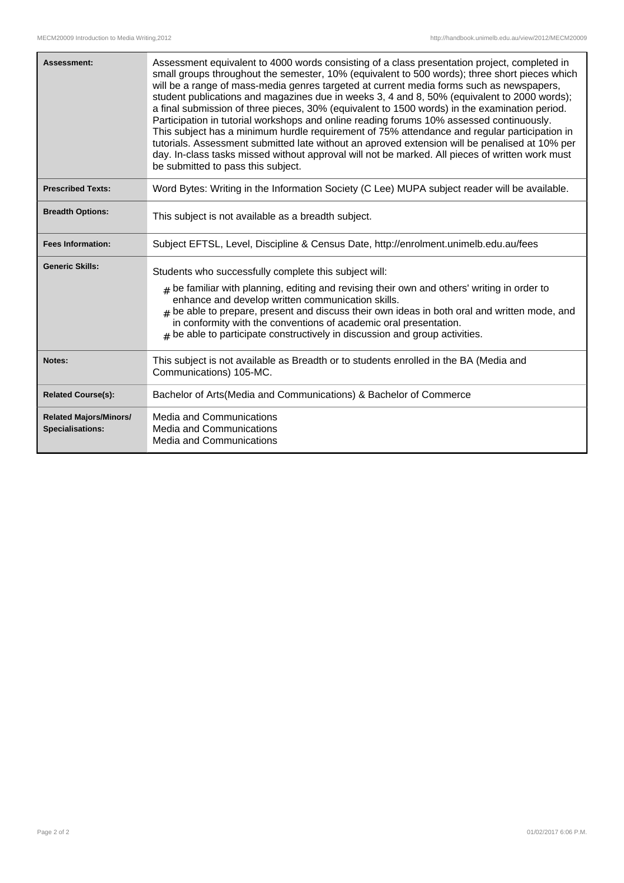| | |
|---|---|
| **Assessment:** | Assessment equivalent to 4000 words consisting of a class presentation project, completed in small groups throughout the semester, 10% (equivalent to 500 words); three short pieces which will be a range of mass-media genres targeted at current media forms such as newspapers, student publications and magazines due in weeks 3, 4 and 8, 50% (equivalent to 2000 words); a final submission of three pieces, 30% (equivalent to 1500 words) in the examination period. Participation in tutorial workshops and online reading forums 10% assessed continuously. This subject has a minimum hurdle requirement of 75% attendance and regular participation in tutorials. Assessment submitted late without an aproved extension will be penalised at 10% per day. In-class tasks missed without approval will not be marked. All pieces of written work must be submitted to pass this subject. |
| **Prescribed Texts:** | Word Bytes: Writing in the Information Society (C Lee) MUPA subject reader will be available. |
| **Breadth Options:** | This subject is not available as a breadth subject. |
| **Fees Information:** | Subject EFTSL, Level, Discipline & Census Date, http://enrolment.unimelb.edu.au/fees |
| **Generic Skills:** | Students who successfully complete this subject will:<br># be familiar with planning, editing and revising their own and others' writing in order to enhance and develop written communication skills.<br># be able to prepare, present and discuss their own ideas in both oral and written mode, and in conformity with the conventions of academic oral presentation.<br># be able to participate constructively in discussion and group activities. |
| **Notes:** | This subject is not available as Breadth or to students enrolled in the BA (Media and Communications) 105-MC. |
| **Related Course(s):** | Bachelor of Arts(Media and Communications) & Bachelor of Commerce |
| **Related Majors/Minors/ Specialisations:** | Media and Communications<br>Media and Communications<br>Media and Communications |